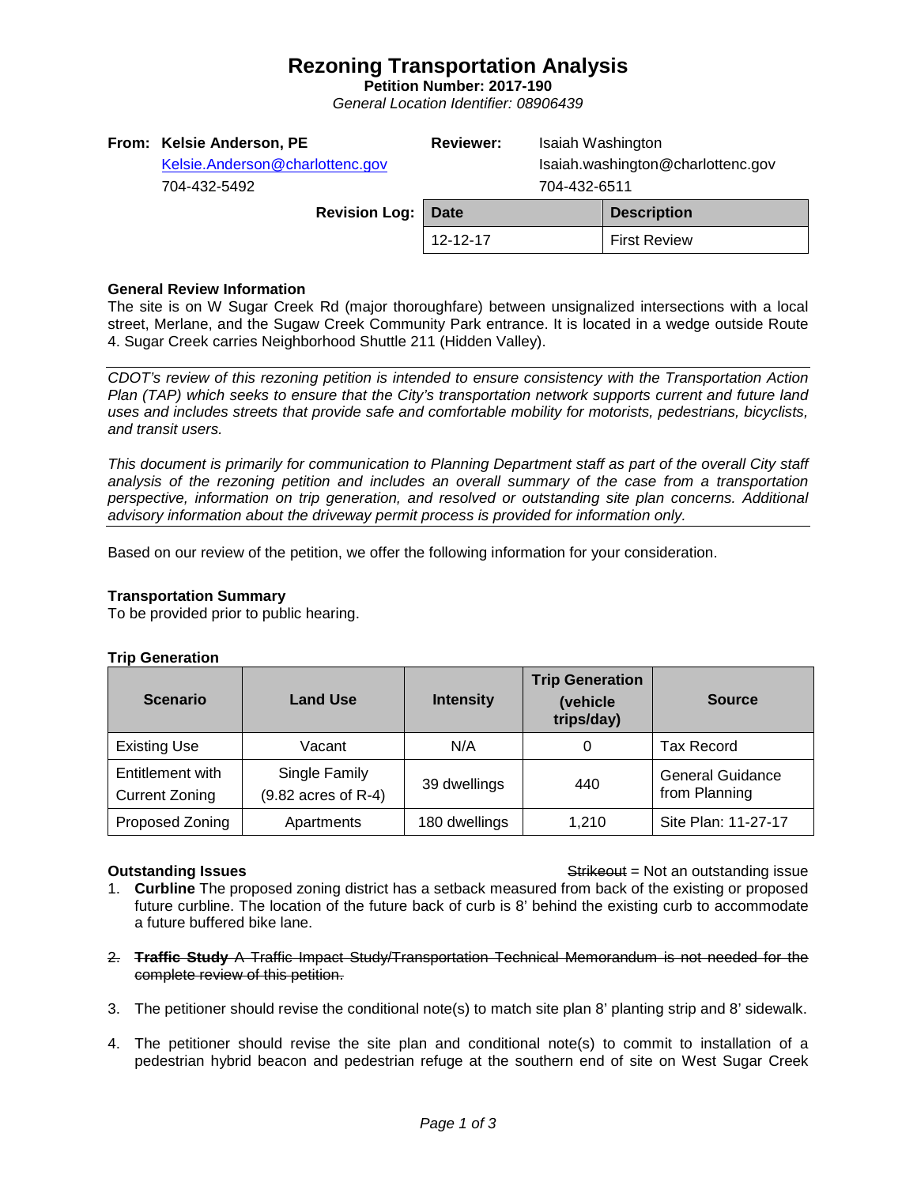# Rezoning Transportation Analysis

**Petition Number: 2017-190**

*General Location Identifier: 08906439*

**From: Kelsie Anderson, PE**
Kelsie.Anderson@charlottenc.gov
704-432-5492

**Reviewer:** Isaiah Washington
Isaiah.washington@charlottenc.gov
704-432-6511

**Revision Log:**

| Date | Description |
|---|---|
| 12-12-17 | First Review |

### General Review Information

The site is on W Sugar Creek Rd (major thoroughfare) between unsignalized intersections with a local street, Merlane, and the Sugaw Creek Community Park entrance. It is located in a wedge outside Route 4. Sugar Creek carries Neighborhood Shuttle 211 (Hidden Valley).

*CDOT's review of this rezoning petition is intended to ensure consistency with the Transportation Action Plan (TAP) which seeks to ensure that the City's transportation network supports current and future land uses and includes streets that provide safe and comfortable mobility for motorists, pedestrians, bicyclists, and transit users.*

*This document is primarily for communication to Planning Department staff as part of the overall City staff analysis of the rezoning petition and includes an overall summary of the case from a transportation perspective, information on trip generation, and resolved or outstanding site plan concerns. Additional advisory information about the driveway permit process is provided for information only.*

Based on our review of the petition, we offer the following information for your consideration.

### Transportation Summary

To be provided prior to public hearing.

### Trip Generation

| Scenario | Land Use | Intensity | Trip Generation (vehicle trips/day) | Source |
|---|---|---|---|---|
| Existing Use | Vacant | N/A | 0 | Tax Record |
| Entitlement with Current Zoning | Single Family (9.82 acres of R-4) | 39 dwellings | 440 | General Guidance from Planning |
| Proposed Zoning | Apartments | 180 dwellings | 1,210 | Site Plan: 11-27-17 |

### Outstanding Issues

~~Strikeout~~ = Not an outstanding issue

1. **Curbline** The proposed zoning district has a setback measured from back of the existing or proposed future curbline. The location of the future back of curb is 8' behind the existing curb to accommodate a future buffered bike lane.

2. ~~**Traffic Study** A Traffic Impact Study/Transportation Technical Memorandum is not needed for the complete review of this petition.~~

3. The petitioner should revise the conditional note(s) to match site plan 8' planting strip and 8' sidewalk.

4. The petitioner should revise the site plan and conditional note(s) to commit to installation of a pedestrian hybrid beacon and pedestrian refuge at the southern end of site on West Sugar Creek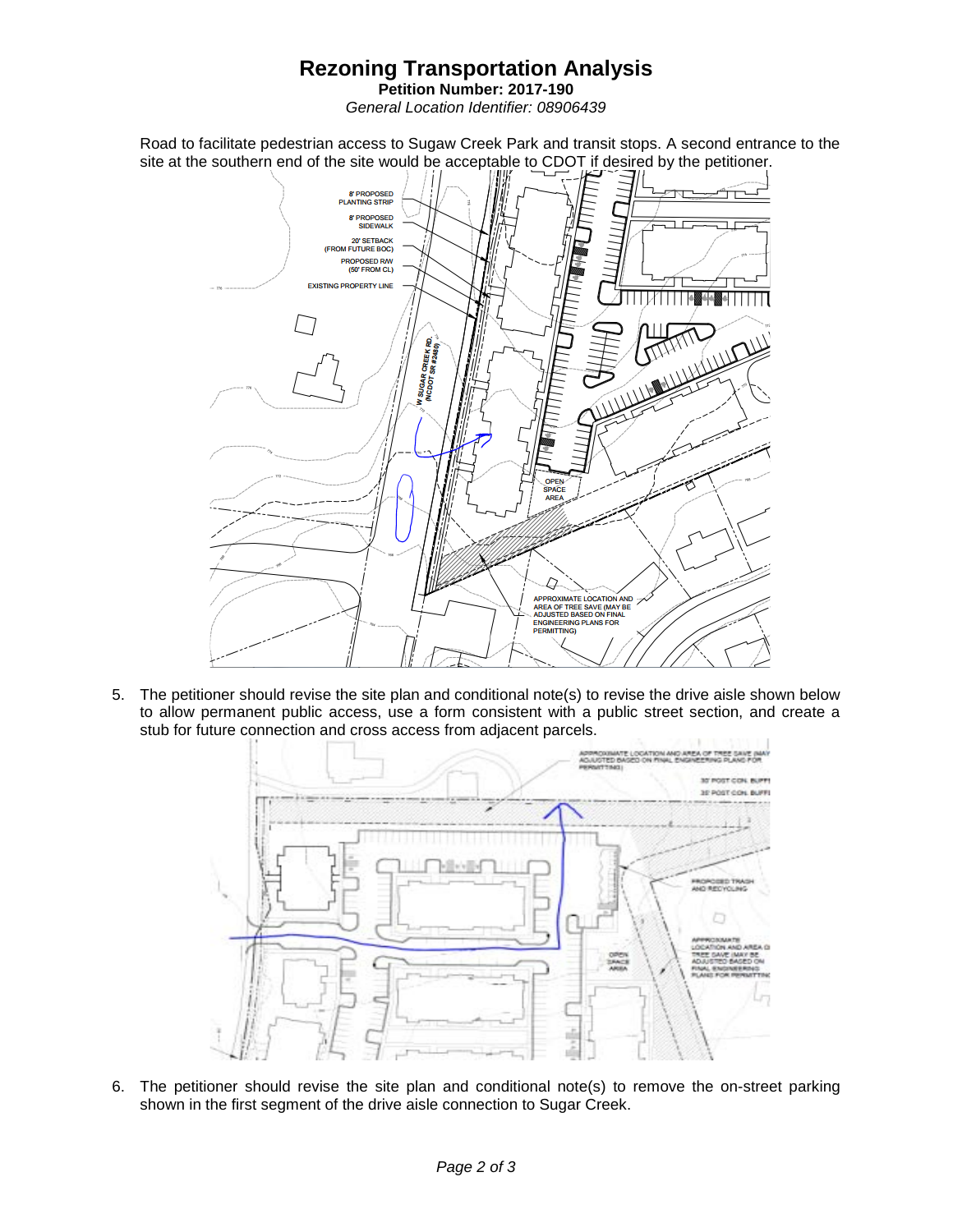# Rezoning Transportation Analysis

**Petition Number: 2017-190**

*General Location Identifier: 08906439*

Road to facilitate pedestrian access to Sugaw Creek Park and transit stops. A second entrance to the site at the southern end of the site would be acceptable to CDOT if desired by the petitioner.

5. The petitioner should revise the site plan and conditional note(s) to revise the drive aisle shown below to allow permanent public access, use a form consistent with a public street section, and create a stub for future connection and cross access from adjacent parcels.

6. The petitioner should revise the site plan and conditional note(s) to remove the on-street parking shown in the first segment of the drive aisle connection to Sugar Creek.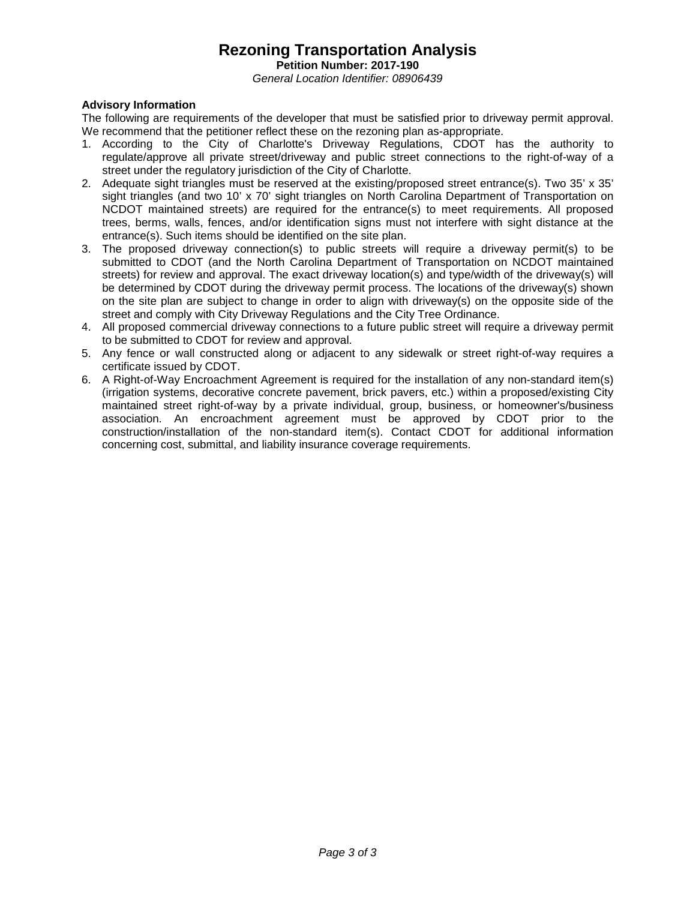# Rezoning Transportation Analysis

**Petition Number: 2017-190**

*General Location Identifier: 08906439*

**Advisory Information**

The following are requirements of the developer that must be satisfied prior to driveway permit approval. We recommend that the petitioner reflect these on the rezoning plan as-appropriate.

1. According to the City of Charlotte's Driveway Regulations, CDOT has the authority to regulate/approve all private street/driveway and public street connections to the right-of-way of a street under the regulatory jurisdiction of the City of Charlotte.
2. Adequate sight triangles must be reserved at the existing/proposed street entrance(s). Two 35' x 35' sight triangles (and two 10' x 70' sight triangles on North Carolina Department of Transportation on NCDOT maintained streets) are required for the entrance(s) to meet requirements. All proposed trees, berms, walls, fences, and/or identification signs must not interfere with sight distance at the entrance(s). Such items should be identified on the site plan.
3. The proposed driveway connection(s) to public streets will require a driveway permit(s) to be submitted to CDOT (and the North Carolina Department of Transportation on NCDOT maintained streets) for review and approval. The exact driveway location(s) and type/width of the driveway(s) will be determined by CDOT during the driveway permit process. The locations of the driveway(s) shown on the site plan are subject to change in order to align with driveway(s) on the opposite side of the street and comply with City Driveway Regulations and the City Tree Ordinance.
4. All proposed commercial driveway connections to a future public street will require a driveway permit to be submitted to CDOT for review and approval.
5. Any fence or wall constructed along or adjacent to any sidewalk or street right-of-way requires a certificate issued by CDOT.
6. A Right-of-Way Encroachment Agreement is required for the installation of any non-standard item(s) (irrigation systems, decorative concrete pavement, brick pavers, etc.) within a proposed/existing City maintained street right-of-way by a private individual, group, business, or homeowner's/business association. An encroachment agreement must be approved by CDOT prior to the construction/installation of the non-standard item(s). Contact CDOT for additional information concerning cost, submittal, and liability insurance coverage requirements.